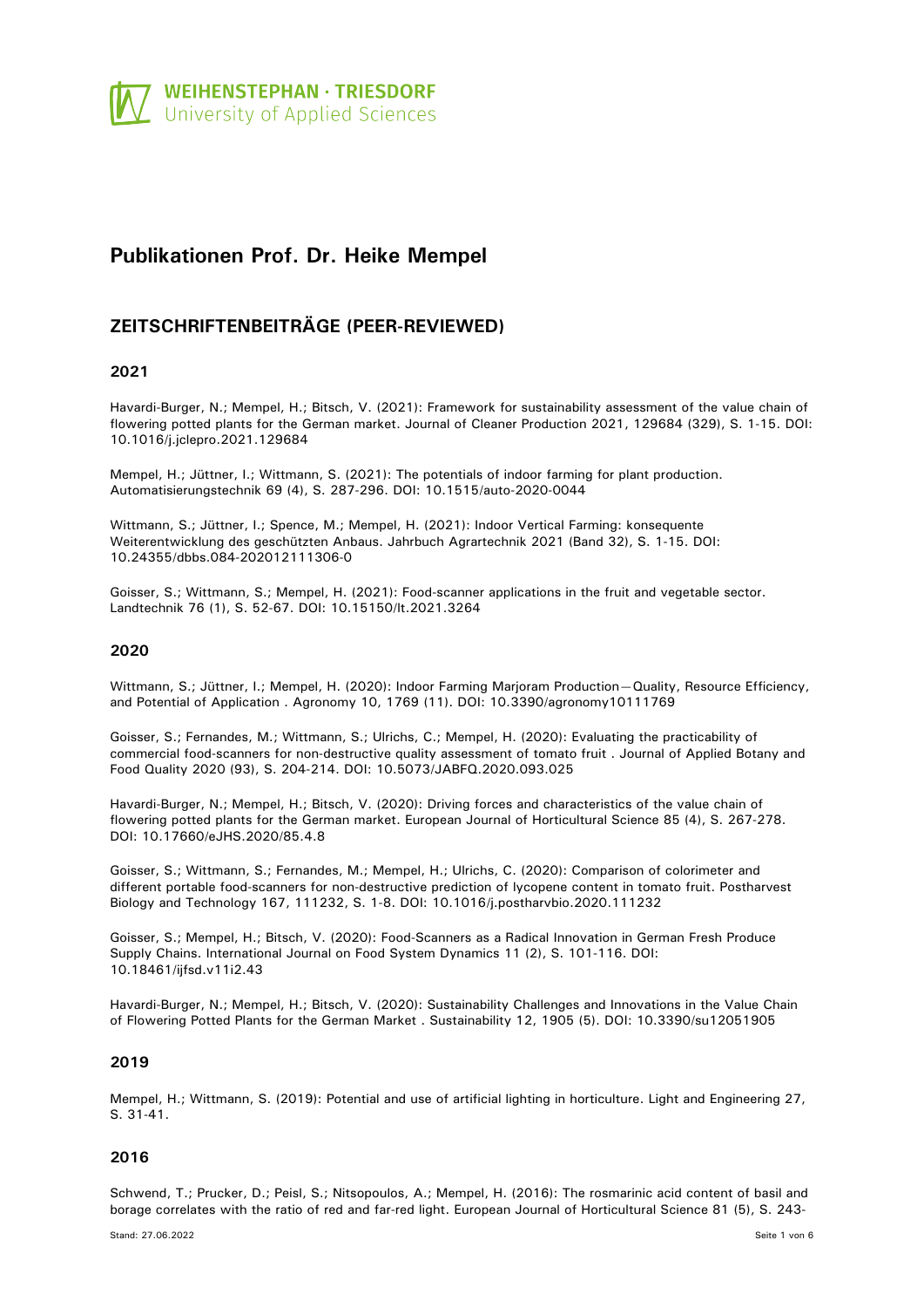WEIHENSTEPHAN · TRIESDORF
University of Applied Sciences

# Publikationen Prof. Dr. Heike Mempel

## ZEITSCHRIFTENBEITRÄGE (PEER-REVIEWED)

### 2021

Havardi-Burger, N.; Mempel, H.; Bitsch, V. (2021): Framework for sustainability assessment of the value chain of flowering potted plants for the German market. Journal of Cleaner Production 2021, 129684 (329), S. 1-15. DOI: 10.1016/j.jclepro.2021.129684

Mempel, H.; Jüttner, I.; Wittmann, S. (2021): The potentials of indoor farming for plant production. Automatisierungstechnik 69 (4), S. 287-296. DOI: 10.1515/auto-2020-0044

Wittmann, S.; Jüttner, I.; Spence, M.; Mempel, H. (2021): Indoor Vertical Farming: konsequente Weiterentwicklung des geschützten Anbaus. Jahrbuch Agrartechnik 2021 (Band 32), S. 1-15. DOI: 10.24355/dbbs.084-202012111306-0

Goisser, S.; Wittmann, S.; Mempel, H. (2021): Food-scanner applications in the fruit and vegetable sector. Landtechnik 76 (1), S. 52-67. DOI: 10.15150/lt.2021.3264

### 2020

Wittmann, S.; Jüttner, I.; Mempel, H. (2020): Indoor Farming Marjoram Production—Quality, Resource Efficiency, and Potential of Application . Agronomy 10, 1769 (11). DOI: 10.3390/agronomy10111769

Goisser, S.; Fernandes, M.; Wittmann, S.; Ulrichs, C.; Mempel, H. (2020): Evaluating the practicability of commercial food-scanners for non-destructive quality assessment of tomato fruit . Journal of Applied Botany and Food Quality 2020 (93), S. 204-214. DOI: 10.5073/JABFQ.2020.093.025

Havardi-Burger, N.; Mempel, H.; Bitsch, V. (2020): Driving forces and characteristics of the value chain of flowering potted plants for the German market. European Journal of Horticultural Science 85 (4), S. 267-278. DOI: 10.17660/eJHS.2020/85.4.8

Goisser, S.; Wittmann, S.; Fernandes, M.; Mempel, H.; Ulrichs, C. (2020): Comparison of colorimeter and different portable food-scanners for non-destructive prediction of lycopene content in tomato fruit. Postharvest Biology and Technology 167, 111232, S. 1-8. DOI: 10.1016/j.postharvbio.2020.111232

Goisser, S.; Mempel, H.; Bitsch, V. (2020): Food-Scanners as a Radical Innovation in German Fresh Produce Supply Chains. International Journal on Food System Dynamics 11 (2), S. 101-116. DOI: 10.18461/ijfsd.v11i2.43

Havardi-Burger, N.; Mempel, H.; Bitsch, V. (2020): Sustainability Challenges and Innovations in the Value Chain of Flowering Potted Plants for the German Market . Sustainability 12, 1905 (5). DOI: 10.3390/su12051905

### 2019

Mempel, H.; Wittmann, S. (2019): Potential and use of artificial lighting in horticulture. Light and Engineering 27, S. 31-41.

### 2016

Schwend, T.; Prucker, D.; Peisl, S.; Nitsopoulos, A.; Mempel, H. (2016): The rosmarinic acid content of basil and borage correlates with the ratio of red and far-red light. European Journal of Horticultural Science 81 (5), S. 243-

Stand: 27.06.2022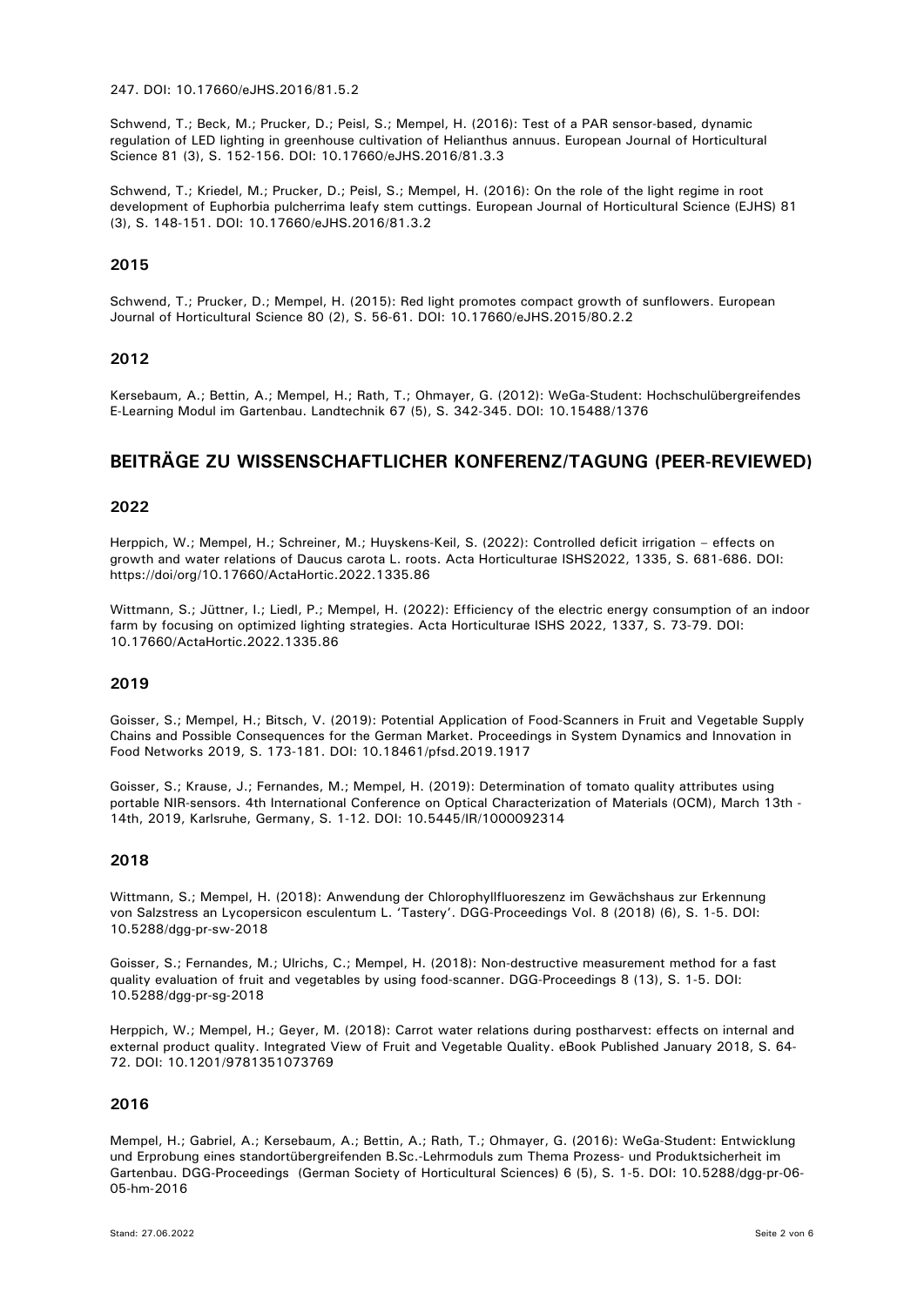247. DOI: 10.17660/eJHS.2016/81.5.2

Schwend, T.; Beck, M.; Prucker, D.; Peisl, S.; Mempel, H. (2016): Test of a PAR sensor-based, dynamic regulation of LED lighting in greenhouse cultivation of Helianthus annuus. European Journal of Horticultural Science 81 (3), S. 152-156. DOI: 10.17660/eJHS.2016/81.3.3

Schwend, T.; Kriedel, M.; Prucker, D.; Peisl, S.; Mempel, H. (2016): On the role of the light regime in root development of Euphorbia pulcherrima leafy stem cuttings. European Journal of Horticultural Science (EJHS) 81 (3), S. 148-151. DOI: 10.17660/eJHS.2016/81.3.2

### 2015

Schwend, T.; Prucker, D.; Mempel, H. (2015): Red light promotes compact growth of sunflowers. European Journal of Horticultural Science 80 (2), S. 56-61. DOI: 10.17660/eJHS.2015/80.2.2

### 2012

Kersebaum, A.; Bettin, A.; Mempel, H.; Rath, T.; Ohmayer, G. (2012): WeGa-Student: Hochschulübergreifendes E-Learning Modul im Gartenbau. Landtechnik 67 (5), S. 342-345. DOI: 10.15488/1376

## BEITRÄGE ZU WISSENSCHAFTLICHER KONFERENZ/TAGUNG (PEER-REVIEWED)

### 2022

Herppich, W.; Mempel, H.; Schreiner, M.; Huyskens-Keil, S. (2022): Controlled deficit irrigation – effects on growth and water relations of Daucus carota L. roots. Acta Horticulturae ISHS2022, 1335, S. 681-686. DOI: https://doi/org/10.17660/ActaHortic.2022.1335.86

Wittmann, S.; Jüttner, I.; Liedl, P.; Mempel, H. (2022): Efficiency of the electric energy consumption of an indoor farm by focusing on optimized lighting strategies. Acta Horticulturae ISHS 2022, 1337, S. 73-79. DOI: 10.17660/ActaHortic.2022.1335.86

### 2019

Goisser, S.; Mempel, H.; Bitsch, V. (2019): Potential Application of Food-Scanners in Fruit and Vegetable Supply Chains and Possible Consequences for the German Market. Proceedings in System Dynamics and Innovation in Food Networks 2019, S. 173-181. DOI: 10.18461/pfsd.2019.1917

Goisser, S.; Krause, J.; Fernandes, M.; Mempel, H. (2019): Determination of tomato quality attributes using portable NIR-sensors. 4th International Conference on Optical Characterization of Materials (OCM), March 13th - 14th, 2019, Karlsruhe, Germany, S. 1-12. DOI: 10.5445/IR/1000092314

### 2018

Wittmann, S.; Mempel, H. (2018): Anwendung der Chlorophyllfluoreszenz im Gewächshaus zur Erkennung von Salzstress an Lycopersicon esculentum L. 'Tastery'. DGG-Proceedings Vol. 8 (2018) (6), S. 1-5. DOI: 10.5288/dgg-pr-sw-2018

Goisser, S.; Fernandes, M.; Ulrichs, C.; Mempel, H. (2018): Non-destructive measurement method for a fast quality evaluation of fruit and vegetables by using food-scanner. DGG-Proceedings 8 (13), S. 1-5. DOI: 10.5288/dgg-pr-sg-2018

Herppich, W.; Mempel, H.; Geyer, M. (2018): Carrot water relations during postharvest: effects on internal and external product quality. Integrated View of Fruit and Vegetable Quality. eBook Published January 2018, S. 64-72. DOI: 10.1201/9781351073769

### 2016

Mempel, H.; Gabriel, A.; Kersebaum, A.; Bettin, A.; Rath, T.; Ohmayer, G. (2016): WeGa-Student: Entwicklung und Erprobung eines standortübergreifenden B.Sc.-Lehrmoduls zum Thema Prozess- und Produktsicherheit im Gartenbau. DGG-Proceedings (German Society of Horticultural Sciences) 6 (5), S. 1-5. DOI: 10.5288/dgg-pr-06-05-hm-2016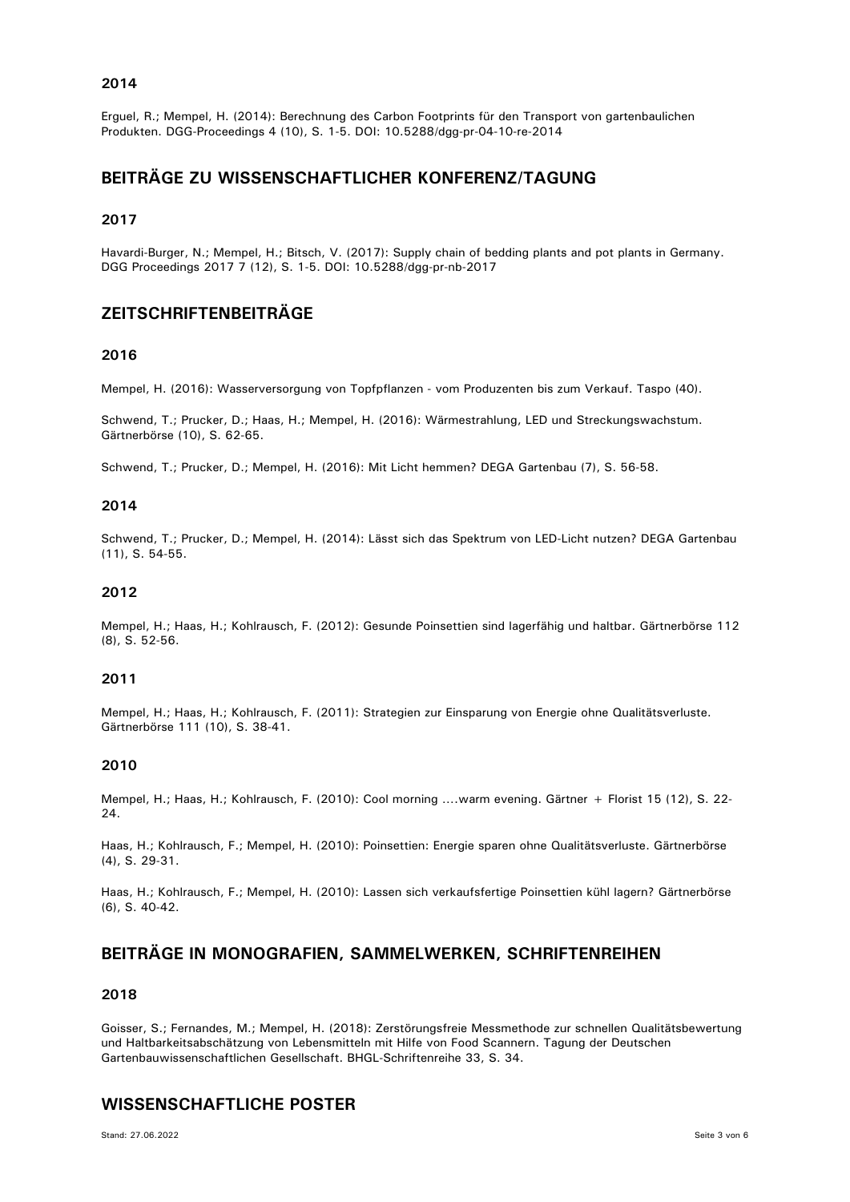### 2014

Erguel, R.; Mempel, H. (2014): Berechnung des Carbon Footprints für den Transport von gartenbaulichen Produkten. DGG-Proceedings 4 (10), S. 1-5. DOI: 10.5288/dgg-pr-04-10-re-2014

## BEITRÄGE ZU WISSENSCHAFTLICHER KONFERENZ/TAGUNG

### 2017

Havardi-Burger, N.; Mempel, H.; Bitsch, V. (2017): Supply chain of bedding plants and pot plants in Germany. DGG Proceedings 2017 7 (12), S. 1-5. DOI: 10.5288/dgg-pr-nb-2017

## ZEITSCHRIFTENBEITRÄGE

### 2016

Mempel, H. (2016): Wasserversorgung von Topfpflanzen - vom Produzenten bis zum Verkauf. Taspo (40).

Schwend, T.; Prucker, D.; Haas, H.; Mempel, H. (2016): Wärmestrahlung, LED und Streckungswachstum. Gärtnerbörse (10), S. 62-65.

Schwend, T.; Prucker, D.; Mempel, H. (2016): Mit Licht hemmen? DEGA Gartenbau (7), S. 56-58.

### 2014

Schwend, T.; Prucker, D.; Mempel, H. (2014): Lässt sich das Spektrum von LED-Licht nutzen? DEGA Gartenbau (11), S. 54-55.

### 2012

Mempel, H.; Haas, H.; Kohlrausch, F. (2012): Gesunde Poinsettien sind lagerfähig und haltbar. Gärtnerbörse 112 (8), S. 52-56.

### 2011

Mempel, H.; Haas, H.; Kohlrausch, F. (2011): Strategien zur Einsparung von Energie ohne Qualitätsverluste. Gärtnerbörse 111 (10), S. 38-41.

### 2010

Mempel, H.; Haas, H.; Kohlrausch, F. (2010): Cool morning ....warm evening. Gärtner + Florist 15 (12), S. 22-24.

Haas, H.; Kohlrausch, F.; Mempel, H. (2010): Poinsettien: Energie sparen ohne Qualitätsverluste. Gärtnerbörse (4), S. 29-31.

Haas, H.; Kohlrausch, F.; Mempel, H. (2010): Lassen sich verkaufsfertige Poinsettien kühl lagern? Gärtnerbörse (6), S. 40-42.

## BEITRÄGE IN MONOGRAFIEN, SAMMELWERKEN, SCHRIFTENREIHEN

### 2018

Goisser, S.; Fernandes, M.; Mempel, H. (2018): Zerstörungsfreie Messmethode zur schnellen Qualitätsbewertung und Haltbarkeitsabschätzung von Lebensmitteln mit Hilfe von Food Scannern. Tagung der Deutschen Gartenbauwissenschaftlichen Gesellschaft. BHGL-Schriftenreihe 33, S. 34.

## WISSENSCHAFTLICHE POSTER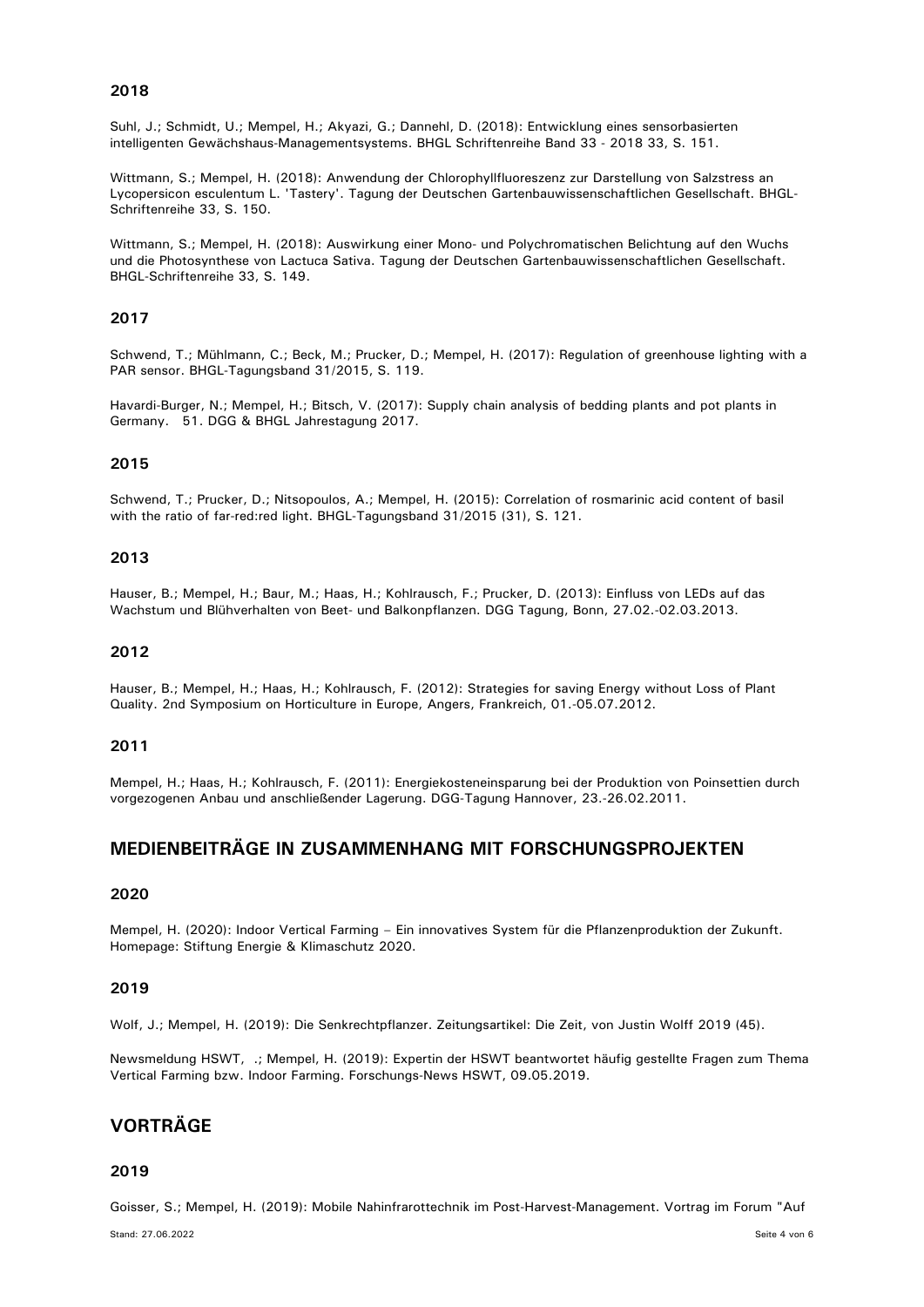### 2018

Suhl, J.; Schmidt, U.; Mempel, H.; Akyazi, G.; Dannehl, D. (2018): Entwicklung eines sensorbasierten intelligenten Gewächshaus-Managementsystems. BHGL Schriftenreihe Band 33 - 2018 33, S. 151.

Wittmann, S.; Mempel, H. (2018): Anwendung der Chlorophyllfluoreszenz zur Darstellung von Salzstress an Lycopersicon esculentum L. 'Tastery'. Tagung der Deutschen Gartenbauwissenschaftlichen Gesellschaft. BHGL-Schriftenreihe 33, S. 150.

Wittmann, S.; Mempel, H. (2018): Auswirkung einer Mono- und Polychromatischen Belichtung auf den Wuchs und die Photosynthese von Lactuca Sativa. Tagung der Deutschen Gartenbauwissenschaftlichen Gesellschaft. BHGL-Schriftenreihe 33, S. 149.

### 2017

Schwend, T.; Mühlmann, C.; Beck, M.; Prucker, D.; Mempel, H. (2017): Regulation of greenhouse lighting with a PAR sensor. BHGL-Tagungsband 31/2015, S. 119.

Havardi-Burger, N.; Mempel, H.; Bitsch, V. (2017): Supply chain analysis of bedding plants and pot plants in Germany. 51. DGG & BHGL Jahrestagung 2017.

### 2015

Schwend, T.; Prucker, D.; Nitsopoulos, A.; Mempel, H. (2015): Correlation of rosmarinic acid content of basil with the ratio of far-red:red light. BHGL-Tagungsband 31/2015 (31), S. 121.

### 2013

Hauser, B.; Mempel, H.; Baur, M.; Haas, H.; Kohlrausch, F.; Prucker, D. (2013): Einfluss von LEDs auf das Wachstum und Blühverhalten von Beet- und Balkonpflanzen. DGG Tagung, Bonn, 27.02.-02.03.2013.

### 2012

Hauser, B.; Mempel, H.; Haas, H.; Kohlrausch, F. (2012): Strategies for saving Energy without Loss of Plant Quality. 2nd Symposium on Horticulture in Europe, Angers, Frankreich, 01.-05.07.2012.

### 2011

Mempel, H.; Haas, H.; Kohlrausch, F. (2011): Energiekosteneinsparung bei der Produktion von Poinsettien durch vorgezogenen Anbau und anschließender Lagerung. DGG-Tagung Hannover, 23.-26.02.2011.

## MEDIENBEITRÄGE IN ZUSAMMENHANG MIT FORSCHUNGSPROJEKTEN

### 2020

Mempel, H. (2020): Indoor Vertical Farming – Ein innovatives System für die Pflanzenproduktion der Zukunft. Homepage: Stiftung Energie & Klimaschutz 2020.

### 2019

Wolf, J.; Mempel, H. (2019): Die Senkrechtpflanzer. Zeitungsartikel: Die Zeit, von Justin Wolff 2019 (45).

Newsmeldung HSWT, .; Mempel, H. (2019): Expertin der HSWT beantwortet häufig gestellte Fragen zum Thema Vertical Farming bzw. Indoor Farming. Forschungs-News HSWT, 09.05.2019.

## VORTRÄGE

### 2019

Goisser, S.; Mempel, H. (2019): Mobile Nahinfrarottechnik im Post-Harvest-Management. Vortrag im Forum "Auf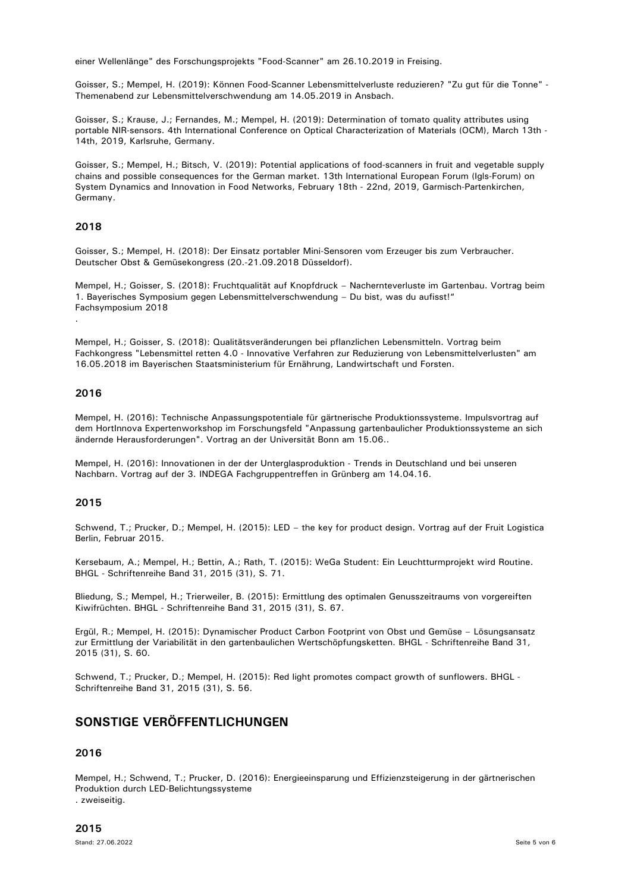einer Wellenlänge" des Forschungsprojekts "Food-Scanner" am 26.10.2019 in Freising.

Goisser, S.; Mempel, H. (2019): Können Food-Scanner Lebensmittelverluste reduzieren? "Zu gut für die Tonne" - Themenabend zur Lebensmittelverschwendung am 14.05.2019 in Ansbach.

Goisser, S.; Krause, J.; Fernandes, M.; Mempel, H. (2019): Determination of tomato quality attributes using portable NIR-sensors. 4th International Conference on Optical Characterization of Materials (OCM), March 13th - 14th, 2019, Karlsruhe, Germany.

Goisser, S.; Mempel, H.; Bitsch, V. (2019): Potential applications of food-scanners in fruit and vegetable supply chains and possible consequences for the German market. 13th International European Forum (Igls-Forum) on System Dynamics and Innovation in Food Networks, February 18th - 22nd, 2019, Garmisch-Partenkirchen, Germany.

### 2018

Goisser, S.; Mempel, H. (2018): Der Einsatz portabler Mini-Sensoren vom Erzeuger bis zum Verbraucher. Deutscher Obst & Gemüsekongress (20.-21.09.2018 Düsseldorf).

Mempel, H.; Goisser, S. (2018): Fruchtqualität auf Knopfdruck – Nachernteverluste im Gartenbau. Vortrag beim 1. Bayerisches Symposium gegen Lebensmittelverschwendung – Du bist, was du aufisst!“ Fachsymposium 2018
.

Mempel, H.; Goisser, S. (2018): Qualitätsveränderungen bei pflanzlichen Lebensmitteln. Vortrag beim Fachkongress "Lebensmittel retten 4.0 - Innovative Verfahren zur Reduzierung von Lebensmittelverlusten" am 16.05.2018 im Bayerischen Staatsministerium für Ernährung, Landwirtschaft und Forsten.

### 2016

Mempel, H. (2016): Technische Anpassungspotentiale für gärtnerische Produktionssysteme. Impulsvortrag auf dem HortInnova Expertenworkshop im Forschungsfeld "Anpassung gartenbaulicher Produktionssysteme an sich ändernde Herausforderungen". Vortrag an der Universität Bonn am 15.06..

Mempel, H. (2016): Innovationen in der der Unterglasproduktion - Trends in Deutschland und bei unseren Nachbarn. Vortrag auf der 3. INDEGA Fachgruppentreffen in Grünberg am 14.04.16.

### 2015

Schwend, T.; Prucker, D.; Mempel, H. (2015): LED – the key for product design. Vortrag auf der Fruit Logistica Berlin, Februar 2015.

Kersebaum, A.; Mempel, H.; Bettin, A.; Rath, T. (2015): WeGa Student: Ein Leuchtturmprojekt wird Routine. BHGL - Schriftenreihe Band 31, 2015 (31), S. 71.

Bliedung, S.; Mempel, H.; Trierweiler, B. (2015): Ermittlung des optimalen Genusszeitraums von vorgereiften Kiwifrüchten. BHGL - Schriftenreihe Band 31, 2015 (31), S. 67.

Ergül, R.; Mempel, H. (2015): Dynamischer Product Carbon Footprint von Obst und Gemüse – Lösungsansatz zur Ermittlung der Variabilität in den gartenbaulichen Wertschöpfungsketten. BHGL - Schriftenreihe Band 31, 2015 (31), S. 60.

Schwend, T.; Prucker, D.; Mempel, H. (2015): Red light promotes compact growth of sunflowers. BHGL - Schriftenreihe Band 31, 2015 (31), S. 56.

## SONSTIGE VERÖFFENTLICHUNGEN

### 2016

Mempel, H.; Schwend, T.; Prucker, D. (2016): Energieeinsparung und Effizienzsteigerung in der gärtnerischen Produktion durch LED-Belichtungssysteme
. zweiseitig.

### 2015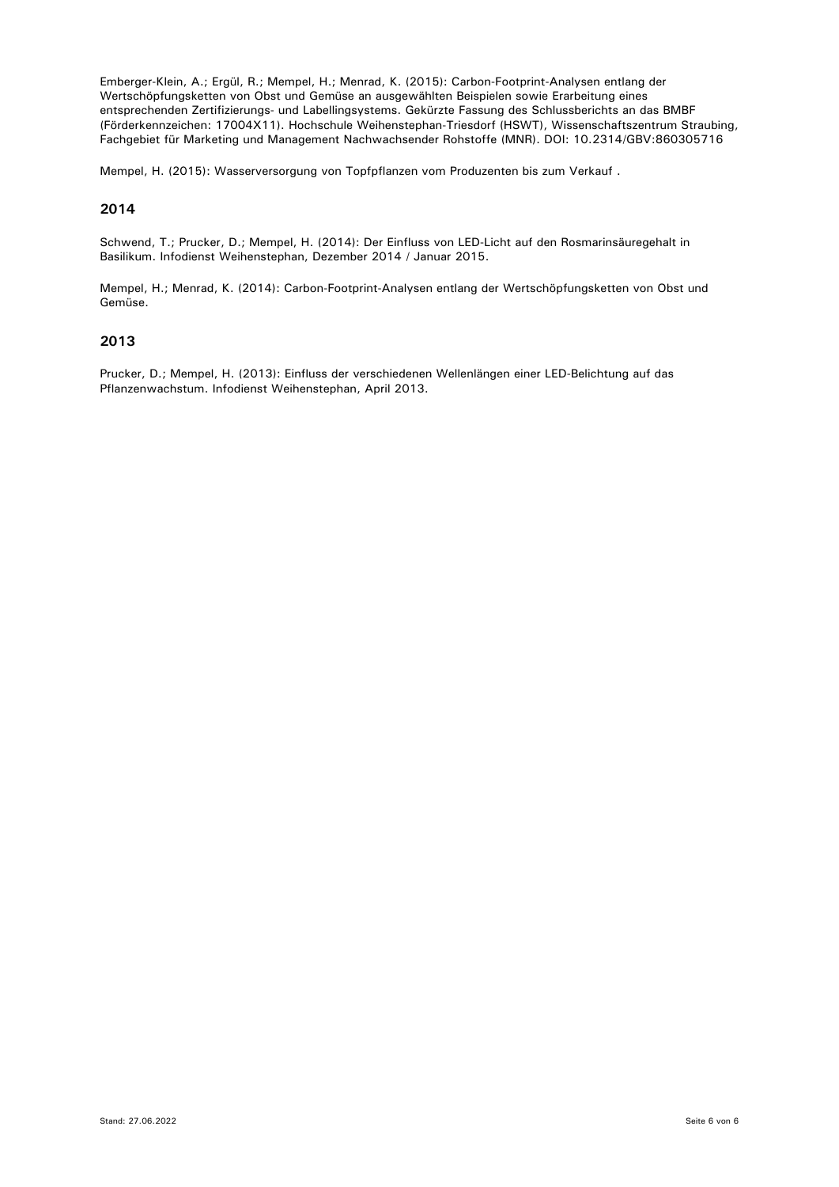Emberger-Klein, A.; Ergül, R.; Mempel, H.; Menrad, K. (2015): Carbon-Footprint-Analysen entlang der Wertschöpfungsketten von Obst und Gemüse an ausgewählten Beispielen sowie Erarbeitung eines entsprechenden Zertifizierungs- und Labellingsystems. Gekürzte Fassung des Schlussberichts an das BMBF (Förderkennzeichen: 17004X11). Hochschule Weihenstephan-Triesdorf (HSWT), Wissenschaftszentrum Straubing, Fachgebiet für Marketing und Management Nachwachsender Rohstoffe (MNR). DOI: 10.2314/GBV:860305716

Mempel, H. (2015): Wasserversorgung von Topfpflanzen vom Produzenten bis zum Verkauf .

## 2014

Schwend, T.; Prucker, D.; Mempel, H. (2014): Der Einfluss von LED-Licht auf den Rosmarinsäuregehalt in Basilikum. Infodienst Weihenstephan, Dezember 2014 / Januar 2015.

Mempel, H.; Menrad, K. (2014): Carbon-Footprint-Analysen entlang der Wertschöpfungsketten von Obst und Gemüse.

## 2013

Prucker, D.; Mempel, H. (2013): Einfluss der verschiedenen Wellenlängen einer LED-Belichtung auf das Pflanzenwachstum. Infodienst Weihenstephan, April 2013.